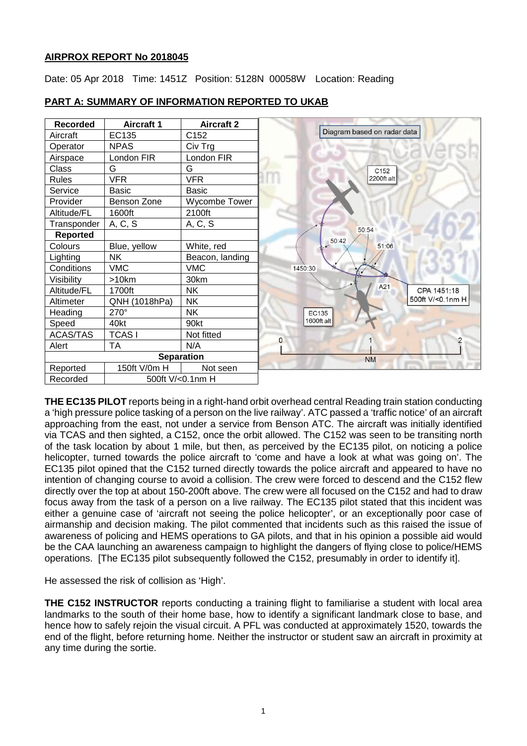**AIRPROX REPORT No 2018045**

Date: 05 Apr 2018 Time: 1451Z Position: 5128N 00058W Location: Reading

## PART A: SUMMARY OF INFORMATION REPORTED TO UKAB

| Recorded | Aircraft 1 | Aircraft 2 |
|---|---|---|
| Aircraft | EC135 | C152 |
| Operator | NPAS | Civ Trg |
| Airspace | London FIR | London FIR |
| Class | G | G |
| Rules | VFR | VFR |
| Service | Basic | Basic |
| Provider | Benson Zone | Wycombe Tower |
| Altitude/FL | 1600ft | 2100ft |
| Transponder | A, C, S | A, C, S |
| **Reported** | | |
| Colours | Blue, yellow | White, red |
| Lighting | NK | Beacon, landing |
| Conditions | VMC | VMC |
| Visibility | >10km | 30km |
| Altitude/FL | 1700ft | NK |
| Altimeter | QNH (1018hPa) | NK |
| Heading | 270° | NK |
| Speed | 40kt | 90kt |
| ACAS/TAS | TCAS I | Not fitted |
| Alert | TA | N/A |
| **Separation** | | |
| Reported | 150ft V/0m H | Not seen |
| Recorded | 500ft V/<0.1nm H | |

Diagram based on radar data

**THE EC135 PILOT** reports being in a right-hand orbit overhead central Reading train station conducting a 'high pressure police tasking of a person on the live railway'. ATC passed a 'traffic notice' of an aircraft approaching from the east, not under a service from Benson ATC. The aircraft was initially identified via TCAS and then sighted, a C152, once the orbit allowed. The C152 was seen to be transiting north of the task location by about 1 mile, but then, as perceived by the EC135 pilot, on noticing a police helicopter, turned towards the police aircraft to 'come and have a look at what was going on'. The EC135 pilot opined that the C152 turned directly towards the police aircraft and appeared to have no intention of changing course to avoid a collision. The crew were forced to descend and the C152 flew directly over the top at about 150-200ft above. The crew were all focused on the C152 and had to draw focus away from the task of a person on a live railway. The EC135 pilot stated that this incident was either a genuine case of 'aircraft not seeing the police helicopter', or an exceptionally poor case of airmanship and decision making. The pilot commented that incidents such as this raised the issue of awareness of policing and HEMS operations to GA pilots, and that in his opinion a possible aid would be the CAA launching an awareness campaign to highlight the dangers of flying close to police/HEMS operations. [The EC135 pilot subsequently followed the C152, presumably in order to identify it].

He assessed the risk of collision as 'High'.

**THE C152 INSTRUCTOR** reports conducting a training flight to familiarise a student with local area landmarks to the south of their home base, how to identify a significant landmark close to base, and hence how to safely rejoin the visual circuit. A PFL was conducted at approximately 1520, towards the end of the flight, before returning home. Neither the instructor or student saw an aircraft in proximity at any time during the sortie.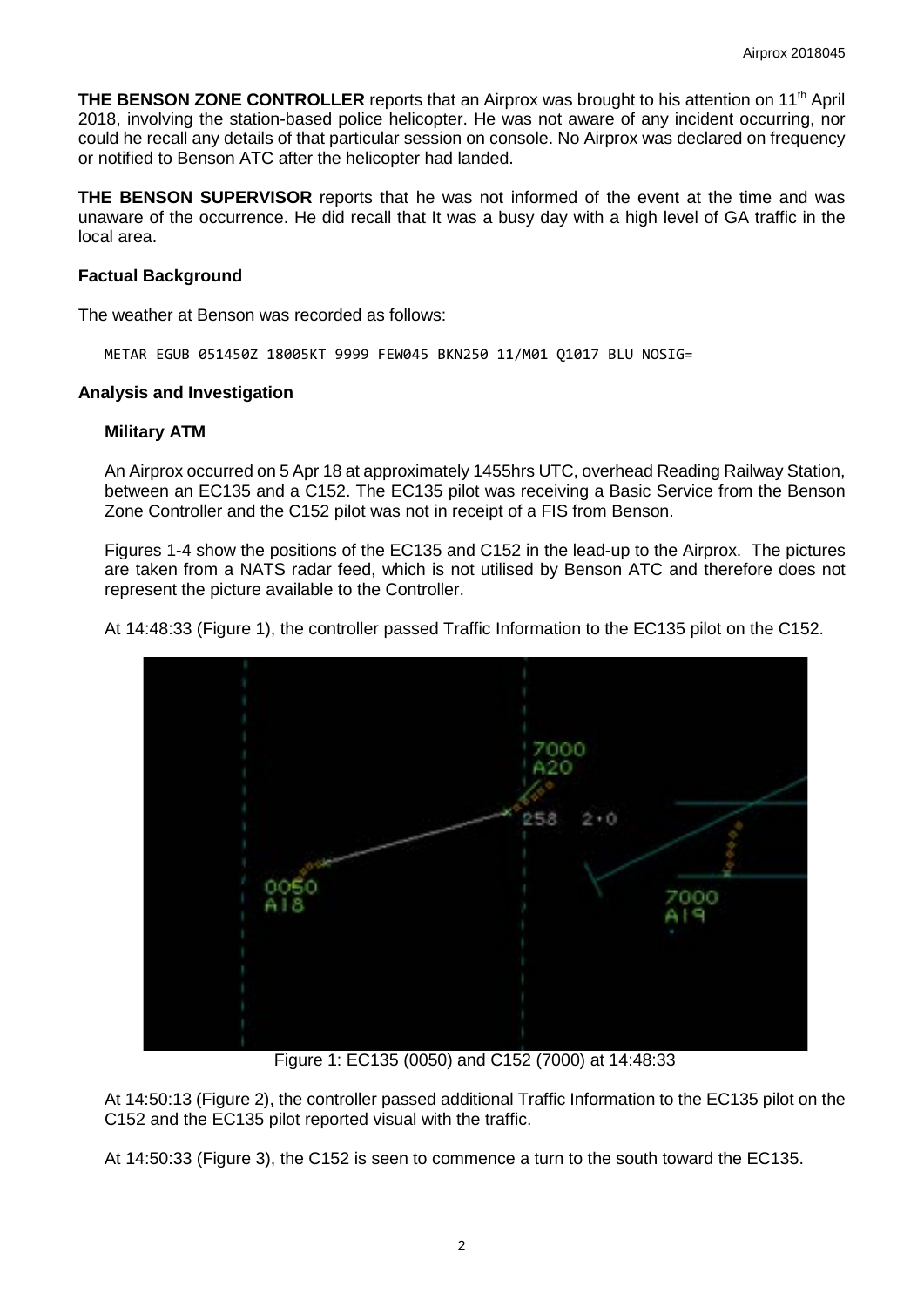**THE BENSON ZONE CONTROLLER** reports that an Airprox was brought to his attention on 11th April 2018, involving the station-based police helicopter. He was not aware of any incident occurring, nor could he recall any details of that particular session on console. No Airprox was declared on frequency or notified to Benson ATC after the helicopter had landed.

**THE BENSON SUPERVISOR** reports that he was not informed of the event at the time and was unaware of the occurrence. He did recall that It was a busy day with a high level of GA traffic in the local area.

### Factual Background

The weather at Benson was recorded as follows:

```
METAR EGUB 051450Z 18005KT 9999 FEW045 BKN250 11/M01 Q1017 BLU NOSIG=
```

### Analysis and Investigation

#### Military ATM

An Airprox occurred on 5 Apr 18 at approximately 1455hrs UTC, overhead Reading Railway Station, between an EC135 and a C152. The EC135 pilot was receiving a Basic Service from the Benson Zone Controller and the C152 pilot was not in receipt of a FIS from Benson.

Figures 1-4 show the positions of the EC135 and C152 in the lead-up to the Airprox. The pictures are taken from a NATS radar feed, which is not utilised by Benson ATC and therefore does not represent the picture available to the Controller.

At 14:48:33 (Figure 1), the controller passed Traffic Information to the EC135 pilot on the C152.

Figure 1: EC135 (0050) and C152 (7000) at 14:48:33

At 14:50:13 (Figure 2), the controller passed additional Traffic Information to the EC135 pilot on the C152 and the EC135 pilot reported visual with the traffic.

At 14:50:33 (Figure 3), the C152 is seen to commence a turn to the south toward the EC135.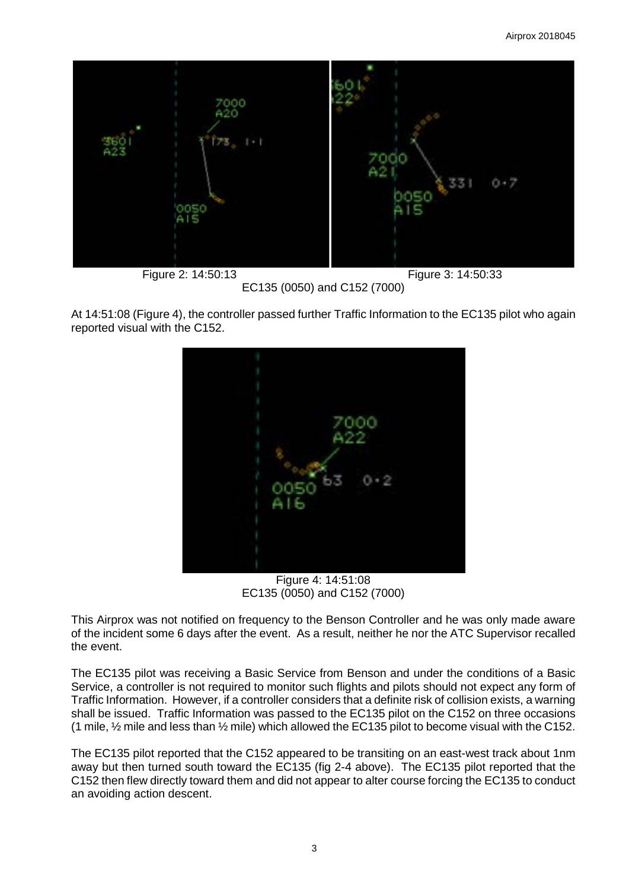Figure 2: 14:50:13

Figure 3: 14:50:33

EC135 (0050) and C152 (7000)

At 14:51:08 (Figure 4), the controller passed further Traffic Information to the EC135 pilot who again reported visual with the C152.

Figure 4: 14:51:08
EC135 (0050) and C152 (7000)

This Airprox was not notified on frequency to the Benson Controller and he was only made aware of the incident some 6 days after the event. As a result, neither he nor the ATC Supervisor recalled the event.

The EC135 pilot was receiving a Basic Service from Benson and under the conditions of a Basic Service, a controller is not required to monitor such flights and pilots should not expect any form of Traffic Information. However, if a controller considers that a definite risk of collision exists, a warning shall be issued. Traffic Information was passed to the EC135 pilot on the C152 on three occasions (1 mile, ½ mile and less than ½ mile) which allowed the EC135 pilot to become visual with the C152.

The EC135 pilot reported that the C152 appeared to be transiting on an east-west track about 1nm away but then turned south toward the EC135 (fig 2-4 above). The EC135 pilot reported that the C152 then flew directly toward them and did not appear to alter course forcing the EC135 to conduct an avoiding action descent.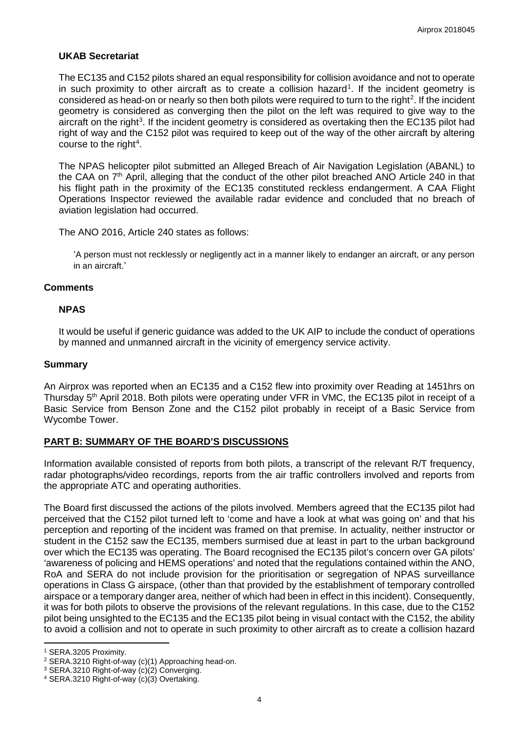### UKAB Secretariat

The EC135 and C152 pilots shared an equal responsibility for collision avoidance and not to operate in such proximity to other aircraft as to create a collision hazard[1]. If the incident geometry is considered as head-on or nearly so then both pilots were required to turn to the right[2]. If the incident geometry is considered as converging then the pilot on the left was required to give way to the aircraft on the right[3]. If the incident geometry is considered as overtaking then the EC135 pilot had right of way and the C152 pilot was required to keep out of the way of the other aircraft by altering course to the right[4].

The NPAS helicopter pilot submitted an Alleged Breach of Air Navigation Legislation (ABANL) to the CAA on 7th April, alleging that the conduct of the other pilot breached ANO Article 240 in that his flight path in the proximity of the EC135 constituted reckless endangerment. A CAA Flight Operations Inspector reviewed the available radar evidence and concluded that no breach of aviation legislation had occurred.

The ANO 2016, Article 240 states as follows:

> 'A person must not recklessly or negligently act in a manner likely to endanger an aircraft, or any person in an aircraft.'

## Comments

### NPAS

It would be useful if generic guidance was added to the UK AIP to include the conduct of operations by manned and unmanned aircraft in the vicinity of emergency service activity.

## Summary

An Airprox was reported when an EC135 and a C152 flew into proximity over Reading at 1451hrs on Thursday 5th April 2018. Both pilots were operating under VFR in VMC, the EC135 pilot in receipt of a Basic Service from Benson Zone and the C152 pilot probably in receipt of a Basic Service from Wycombe Tower.

## PART B: SUMMARY OF THE BOARD'S DISCUSSIONS

Information available consisted of reports from both pilots, a transcript of the relevant R/T frequency, radar photographs/video recordings, reports from the air traffic controllers involved and reports from the appropriate ATC and operating authorities.

The Board first discussed the actions of the pilots involved. Members agreed that the EC135 pilot had perceived that the C152 pilot turned left to 'come and have a look at what was going on' and that his perception and reporting of the incident was framed on that premise. In actuality, neither instructor or student in the C152 saw the EC135, members surmised due at least in part to the urban background over which the EC135 was operating. The Board recognised the EC135 pilot's concern over GA pilots' 'awareness of policing and HEMS operations' and noted that the regulations contained within the ANO, RoA and SERA do not include provision for the prioritisation or segregation of NPAS surveillance operations in Class G airspace, (other than that provided by the establishment of temporary controlled airspace or a temporary danger area, neither of which had been in effect in this incident). Consequently, it was for both pilots to observe the provisions of the relevant regulations. In this case, due to the C152 pilot being unsighted to the EC135 and the EC135 pilot being in visual contact with the C152, the ability to avoid a collision and not to operate in such proximity to other aircraft as to create a collision hazard

---

[1] SERA.3205 Proximity.

[2] SERA.3210 Right-of-way (c)(1) Approaching head-on.

[3] SERA.3210 Right-of-way (c)(2) Converging.

[4] SERA.3210 Right-of-way (c)(3) Overtaking.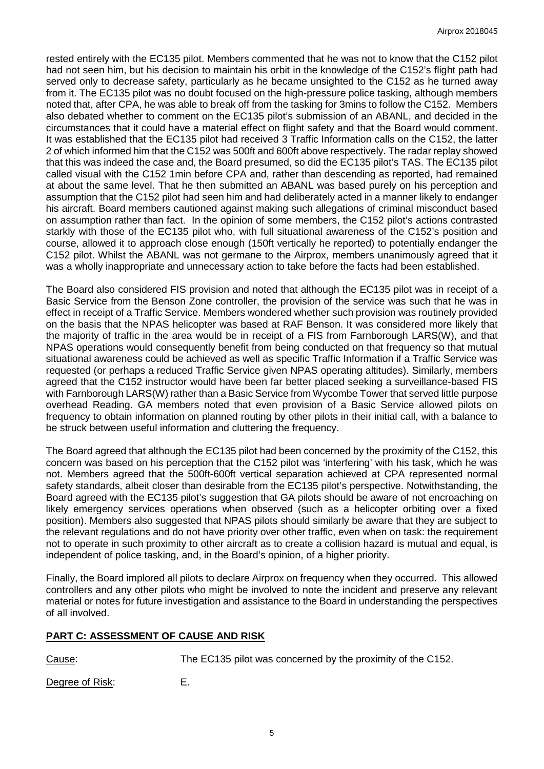rested entirely with the EC135 pilot. Members commented that he was not to know that the C152 pilot had not seen him, but his decision to maintain his orbit in the knowledge of the C152's flight path had served only to decrease safety, particularly as he became unsighted to the C152 as he turned away from it. The EC135 pilot was no doubt focused on the high-pressure police tasking, although members noted that, after CPA, he was able to break off from the tasking for 3mins to follow the C152. Members also debated whether to comment on the EC135 pilot's submission of an ABANL, and decided in the circumstances that it could have a material effect on flight safety and that the Board would comment. It was established that the EC135 pilot had received 3 Traffic Information calls on the C152, the latter 2 of which informed him that the C152 was 500ft and 600ft above respectively. The radar replay showed that this was indeed the case and, the Board presumed, so did the EC135 pilot's TAS. The EC135 pilot called visual with the C152 1min before CPA and, rather than descending as reported, had remained at about the same level. That he then submitted an ABANL was based purely on his perception and assumption that the C152 pilot had seen him and had deliberately acted in a manner likely to endanger his aircraft. Board members cautioned against making such allegations of criminal misconduct based on assumption rather than fact. In the opinion of some members, the C152 pilot's actions contrasted starkly with those of the EC135 pilot who, with full situational awareness of the C152's position and course, allowed it to approach close enough (150ft vertically he reported) to potentially endanger the C152 pilot. Whilst the ABANL was not germane to the Airprox, members unanimously agreed that it was a wholly inappropriate and unnecessary action to take before the facts had been established.

The Board also considered FIS provision and noted that although the EC135 pilot was in receipt of a Basic Service from the Benson Zone controller, the provision of the service was such that he was in effect in receipt of a Traffic Service. Members wondered whether such provision was routinely provided on the basis that the NPAS helicopter was based at RAF Benson. It was considered more likely that the majority of traffic in the area would be in receipt of a FIS from Farnborough LARS(W), and that NPAS operations would consequently benefit from being conducted on that frequency so that mutual situational awareness could be achieved as well as specific Traffic Information if a Traffic Service was requested (or perhaps a reduced Traffic Service given NPAS operating altitudes). Similarly, members agreed that the C152 instructor would have been far better placed seeking a surveillance-based FIS with Farnborough LARS(W) rather than a Basic Service from Wycombe Tower that served little purpose overhead Reading. GA members noted that even provision of a Basic Service allowed pilots on frequency to obtain information on planned routing by other pilots in their initial call, with a balance to be struck between useful information and cluttering the frequency.

The Board agreed that although the EC135 pilot had been concerned by the proximity of the C152, this concern was based on his perception that the C152 pilot was 'interfering' with his task, which he was not. Members agreed that the 500ft-600ft vertical separation achieved at CPA represented normal safety standards, albeit closer than desirable from the EC135 pilot's perspective. Notwithstanding, the Board agreed with the EC135 pilot's suggestion that GA pilots should be aware of not encroaching on likely emergency services operations when observed (such as a helicopter orbiting over a fixed position). Members also suggested that NPAS pilots should similarly be aware that they are subject to the relevant regulations and do not have priority over other traffic, even when on task: the requirement not to operate in such proximity to other aircraft as to create a collision hazard is mutual and equal, is independent of police tasking, and, in the Board's opinion, of a higher priority.

Finally, the Board implored all pilots to declare Airprox on frequency when they occurred. This allowed controllers and any other pilots who might be involved to note the incident and preserve any relevant material or notes for future investigation and assistance to the Board in understanding the perspectives of all involved.

## PART C: ASSESSMENT OF CAUSE AND RISK

Cause: The EC135 pilot was concerned by the proximity of the C152.

Degree of Risk: E.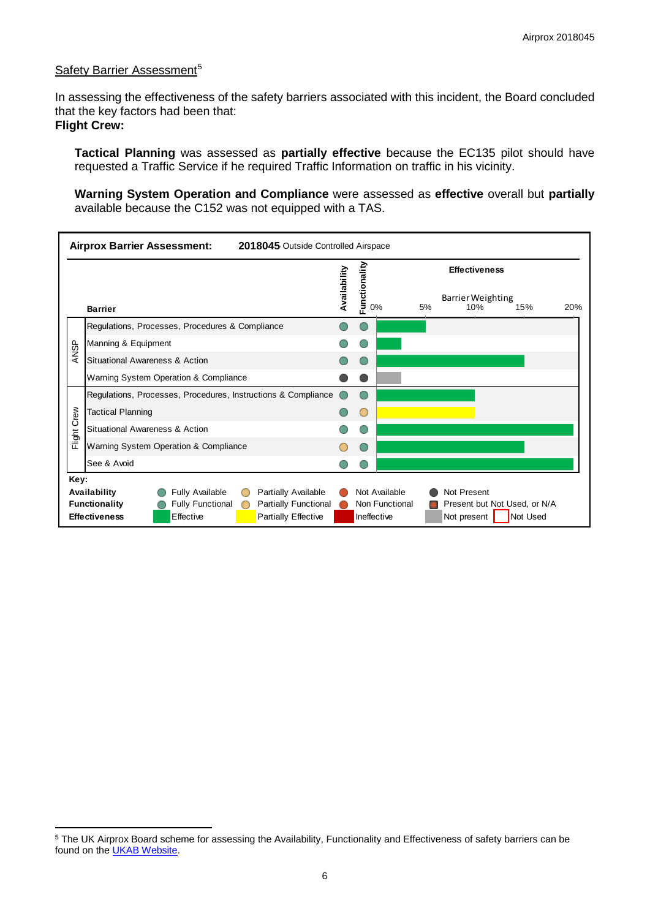Safety Barrier Assessment[5]

In assessing the effectiveness of the safety barriers associated with this incident, the Board concluded that the key factors had been that:

**Flight Crew:**

**Tactical Planning** was assessed as **partially effective** because the EC135 pilot should have requested a Traffic Service if he required Traffic Information on traffic in his vicinity.

**Warning System Operation and Compliance** were assessed as **effective** overall but **partially** available because the C152 was not equipped with a TAS.

**Airprox Barrier Assessment:** **2018045** Outside Controlled Airspace

Barrier
Availability
Functionality
Effectiveness
Barrier Weighting
0% 5% 10% 15% 20%

ANSP
Regulations, Processes, Procedures & Compliance
Manning & Equipment
Situational Awareness & Action
Warning System Operation & Compliance

Flight Crew
Regulations, Processes, Procedures, Instructions & Compliance
Tactical Planning
Situational Awareness & Action
Warning System Operation & Compliance
See & Avoid

Key:
Availability: Fully Available, Partially Available, Not Available, Not Present
Functionality: Fully Functional, Partially Functional, Non Functional, Present but Not Used, or N/A
Effectiveness: Effective, Partially Effective, Ineffective, Not present, Not Used

[5] The UK Airprox Board scheme for assessing the Availability, Functionality and Effectiveness of safety barriers can be found on the [UKAB Website](UKAB Website).